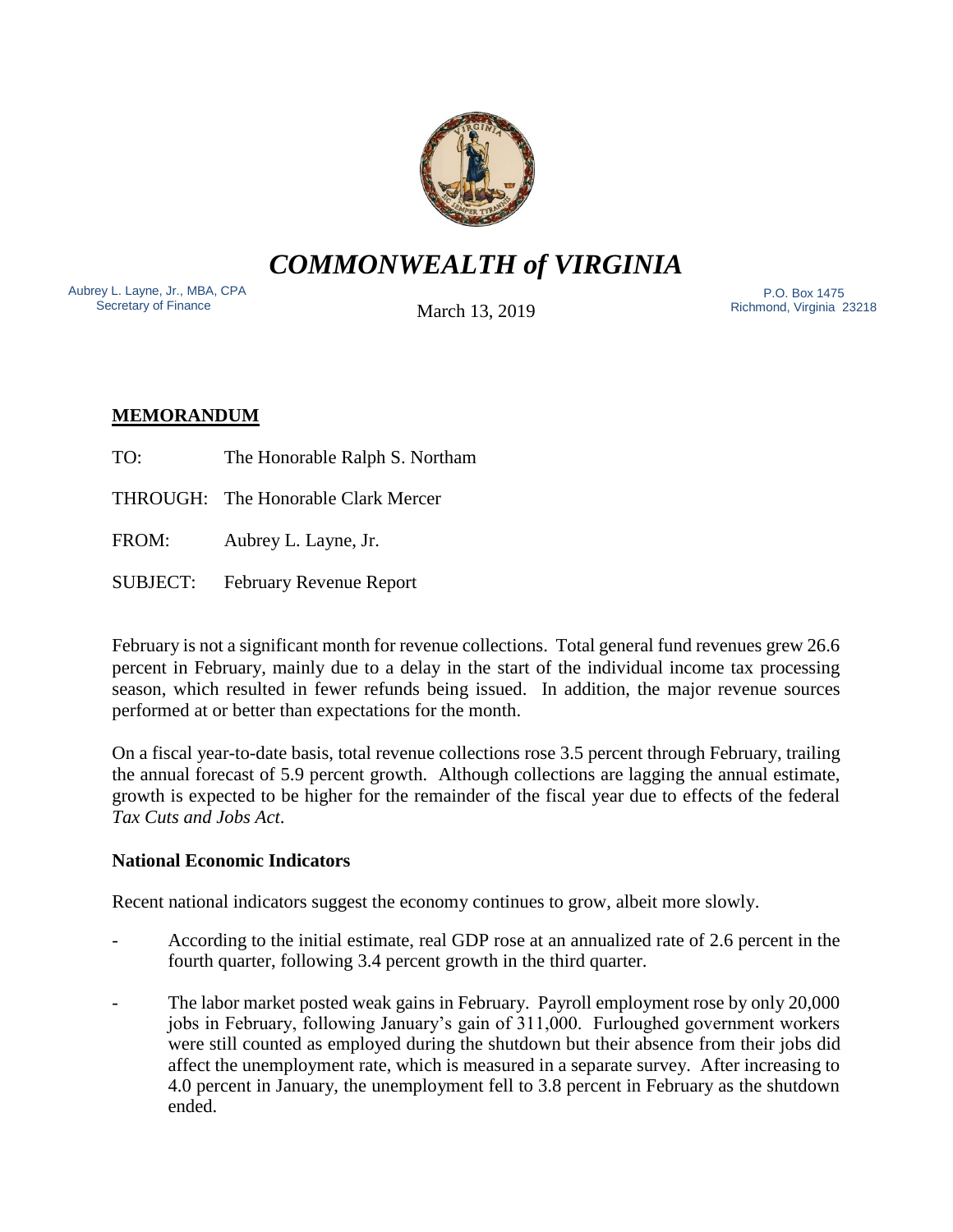# *COMMONWEALTH of VIRGINIA*

Aubrey L. Layne, Jr., MBA, CPA
Secretary of Finance

March 13, 2019

P.O. Box 1475
Richmond, Virginia 23218

## MEMORANDUM

TO: The Honorable Ralph S. Northam

THROUGH: The Honorable Clark Mercer

FROM: Aubrey L. Layne, Jr.

SUBJECT: February Revenue Report

February is not a significant month for revenue collections. Total general fund revenues grew 26.6 percent in February, mainly due to a delay in the start of the individual income tax processing season, which resulted in fewer refunds being issued. In addition, the major revenue sources performed at or better than expectations for the month.

On a fiscal year-to-date basis, total revenue collections rose 3.5 percent through February, trailing the annual forecast of 5.9 percent growth. Although collections are lagging the annual estimate, growth is expected to be higher for the remainder of the fiscal year due to effects of the federal *Tax Cuts and Jobs Act*.

### National Economic Indicators

Recent national indicators suggest the economy continues to grow, albeit more slowly.

- According to the initial estimate, real GDP rose at an annualized rate of 2.6 percent in the fourth quarter, following 3.4 percent growth in the third quarter.
- The labor market posted weak gains in February. Payroll employment rose by only 20,000 jobs in February, following January's gain of 311,000. Furloughed government workers were still counted as employed during the shutdown but their absence from their jobs did affect the unemployment rate, which is measured in a separate survey. After increasing to 4.0 percent in January, the unemployment fell to 3.8 percent in February as the shutdown ended.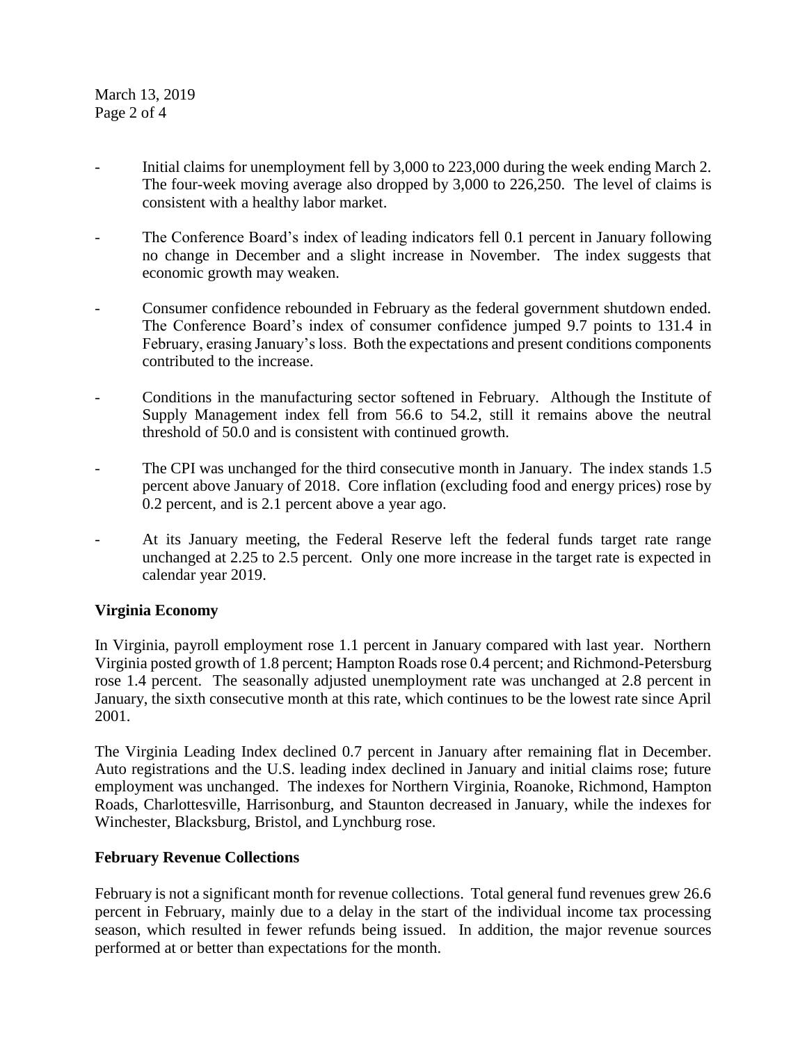- Initial claims for unemployment fell by 3,000 to 223,000 during the week ending March 2. The four-week moving average also dropped by 3,000 to 226,250. The level of claims is consistent with a healthy labor market.

- The Conference Board's index of leading indicators fell 0.1 percent in January following no change in December and a slight increase in November. The index suggests that economic growth may weaken.

- Consumer confidence rebounded in February as the federal government shutdown ended. The Conference Board's index of consumer confidence jumped 9.7 points to 131.4 in February, erasing January's loss. Both the expectations and present conditions components contributed to the increase.

- Conditions in the manufacturing sector softened in February. Although the Institute of Supply Management index fell from 56.6 to 54.2, still it remains above the neutral threshold of 50.0 and is consistent with continued growth.

- The CPI was unchanged for the third consecutive month in January. The index stands 1.5 percent above January of 2018. Core inflation (excluding food and energy prices) rose by 0.2 percent, and is 2.1 percent above a year ago.

- At its January meeting, the Federal Reserve left the federal funds target rate range unchanged at 2.25 to 2.5 percent. Only one more increase in the target rate is expected in calendar year 2019.

**Virginia Economy**

In Virginia, payroll employment rose 1.1 percent in January compared with last year. Northern Virginia posted growth of 1.8 percent; Hampton Roads rose 0.4 percent; and Richmond-Petersburg rose 1.4 percent. The seasonally adjusted unemployment rate was unchanged at 2.8 percent in January, the sixth consecutive month at this rate, which continues to be the lowest rate since April 2001.

The Virginia Leading Index declined 0.7 percent in January after remaining flat in December. Auto registrations and the U.S. leading index declined in January and initial claims rose; future employment was unchanged. The indexes for Northern Virginia, Roanoke, Richmond, Hampton Roads, Charlottesville, Harrisonburg, and Staunton decreased in January, while the indexes for Winchester, Blacksburg, Bristol, and Lynchburg rose.

**February Revenue Collections**

February is not a significant month for revenue collections. Total general fund revenues grew 26.6 percent in February, mainly due to a delay in the start of the individual income tax processing season, which resulted in fewer refunds being issued. In addition, the major revenue sources performed at or better than expectations for the month.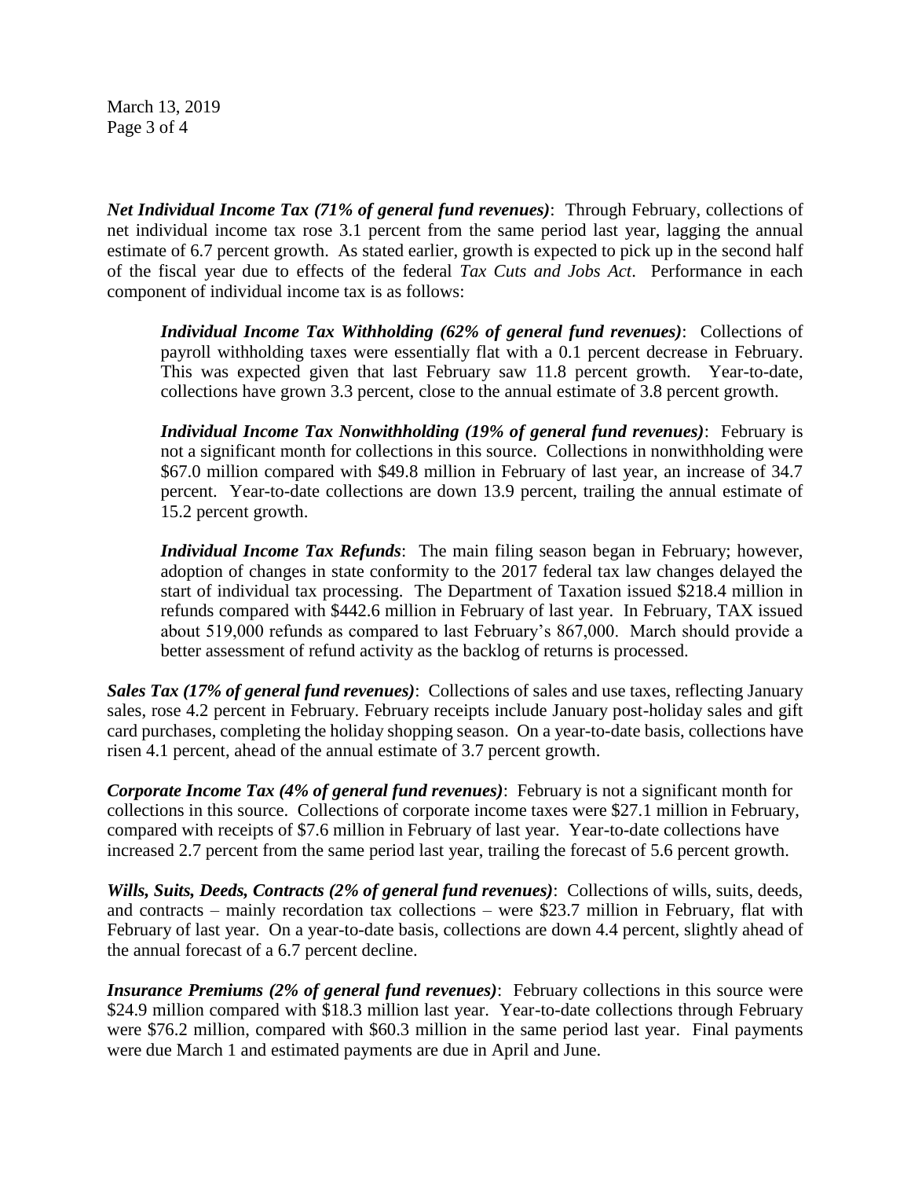***Net Individual Income Tax (71% of general fund revenues)***: Through February, collections of net individual income tax rose 3.1 percent from the same period last year, lagging the annual estimate of 6.7 percent growth. As stated earlier, growth is expected to pick up in the second half of the fiscal year due to effects of the federal *Tax Cuts and Jobs Act*. Performance in each component of individual income tax is as follows:

> ***Individual Income Tax Withholding (62% of general fund revenues)***: Collections of payroll withholding taxes were essentially flat with a 0.1 percent decrease in February. This was expected given that last February saw 11.8 percent growth. Year-to-date, collections have grown 3.3 percent, close to the annual estimate of 3.8 percent growth.
>
> ***Individual Income Tax Nonwithholding (19% of general fund revenues)***: February is not a significant month for collections in this source. Collections in nonwithholding were \$67.0 million compared with \$49.8 million in February of last year, an increase of 34.7 percent. Year-to-date collections are down 13.9 percent, trailing the annual estimate of 15.2 percent growth.
>
> ***Individual Income Tax Refunds***: The main filing season began in February; however, adoption of changes in state conformity to the 2017 federal tax law changes delayed the start of individual tax processing. The Department of Taxation issued \$218.4 million in refunds compared with \$442.6 million in February of last year. In February, TAX issued about 519,000 refunds as compared to last February's 867,000. March should provide a better assessment of refund activity as the backlog of returns is processed.

***Sales Tax (17% of general fund revenues)***: Collections of sales and use taxes, reflecting January sales, rose 4.2 percent in February. February receipts include January post-holiday sales and gift card purchases, completing the holiday shopping season. On a year-to-date basis, collections have risen 4.1 percent, ahead of the annual estimate of 3.7 percent growth.

***Corporate Income Tax (4% of general fund revenues)***: February is not a significant month for collections in this source. Collections of corporate income taxes were \$27.1 million in February, compared with receipts of \$7.6 million in February of last year. Year-to-date collections have increased 2.7 percent from the same period last year, trailing the forecast of 5.6 percent growth.

***Wills, Suits, Deeds, Contracts (2% of general fund revenues)***: Collections of wills, suits, deeds, and contracts – mainly recordation tax collections – were \$23.7 million in February, flat with February of last year. On a year-to-date basis, collections are down 4.4 percent, slightly ahead of the annual forecast of a 6.7 percent decline.

***Insurance Premiums (2% of general fund revenues)***: February collections in this source were \$24.9 million compared with \$18.3 million last year. Year-to-date collections through February were \$76.2 million, compared with \$60.3 million in the same period last year. Final payments were due March 1 and estimated payments are due in April and June.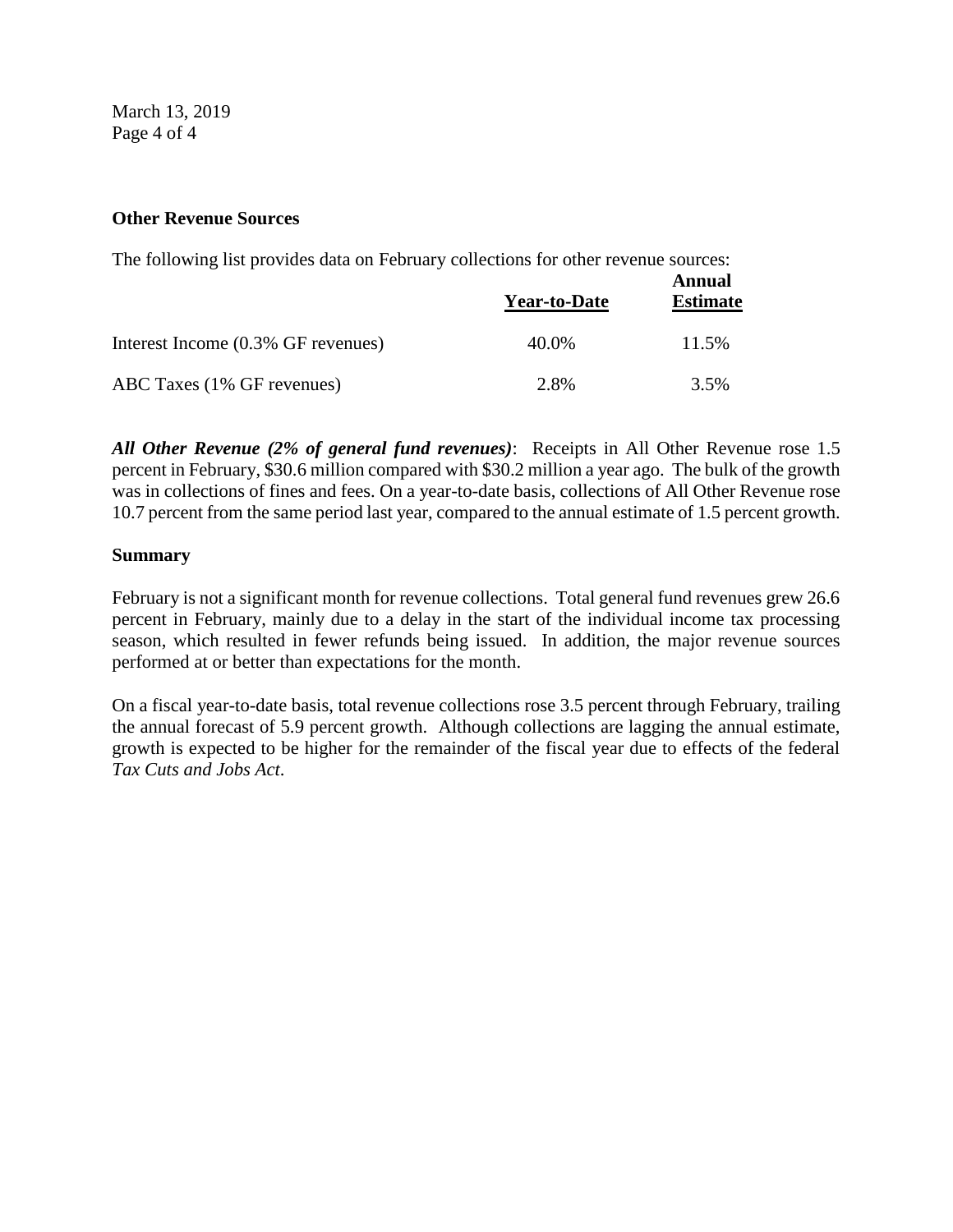March 13, 2019

## Other Revenue Sources

The following list provides data on February collections for other revenue sources:

| | Year-to-Date | Annual Estimate |
|---|---|---|
| Interest Income (0.3% GF revenues) | 40.0% | 11.5% |
| ABC Taxes (1% GF revenues) | 2.8% | 3.5% |

***All Other Revenue (2% of general fund revenues)***: Receipts in All Other Revenue rose 1.5 percent in February, $30.6 million compared with $30.2 million a year ago. The bulk of the growth was in collections of fines and fees. On a year-to-date basis, collections of All Other Revenue rose 10.7 percent from the same period last year, compared to the annual estimate of 1.5 percent growth.

## Summary

February is not a significant month for revenue collections. Total general fund revenues grew 26.6 percent in February, mainly due to a delay in the start of the individual income tax processing season, which resulted in fewer refunds being issued. In addition, the major revenue sources performed at or better than expectations for the month.

On a fiscal year-to-date basis, total revenue collections rose 3.5 percent through February, trailing the annual forecast of 5.9 percent growth. Although collections are lagging the annual estimate, growth is expected to be higher for the remainder of the fiscal year due to effects of the federal *Tax Cuts and Jobs Act*.